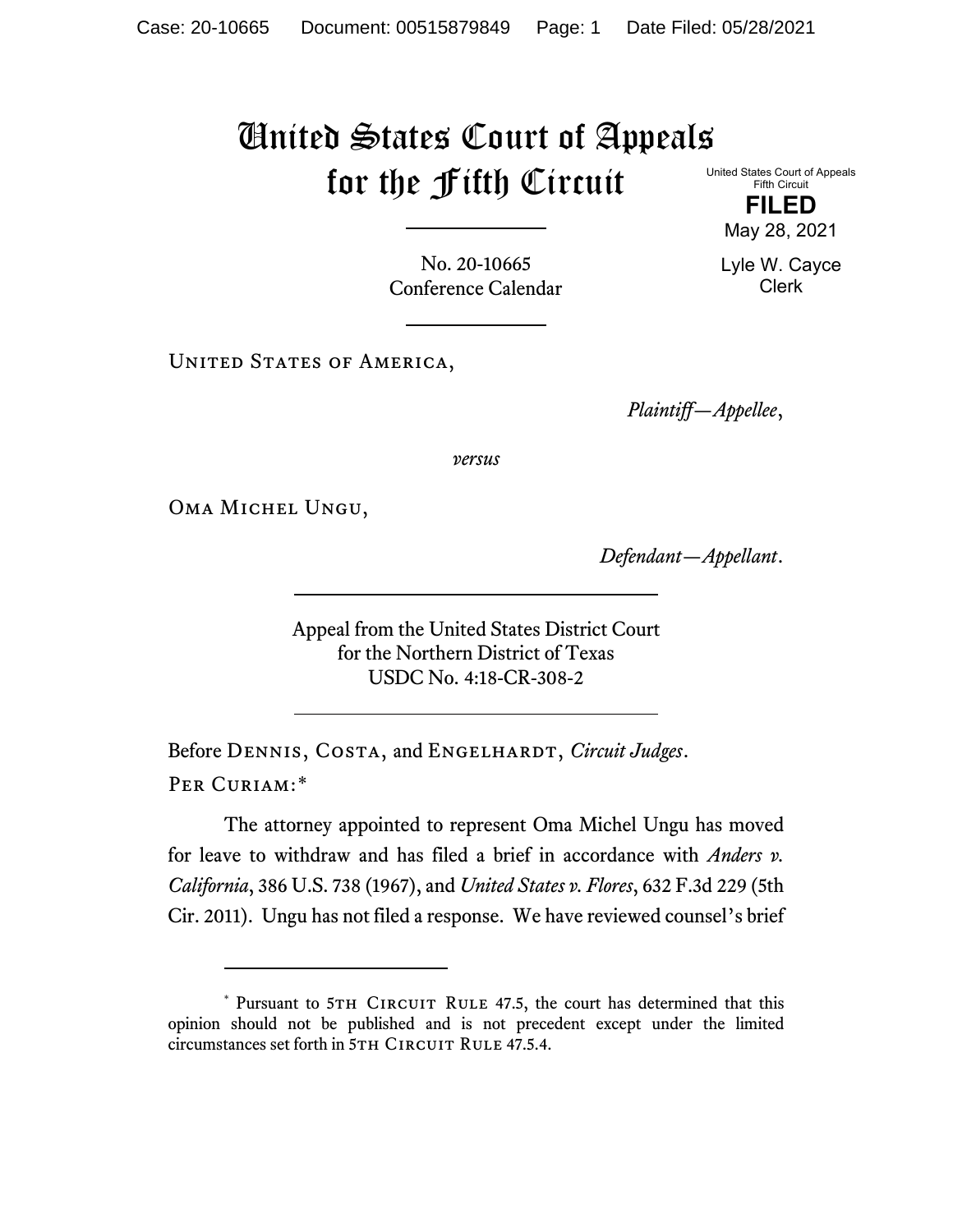# United States Court of Appeals for the Fifth Circuit

United States Court of Appeals
Fifth Circuit

**FILED**

May 28, 2021

Lyle W. Cayce
Clerk

No. 20-10665
Conference Calendar

---

United States of America,

*Plaintiff—Appellee*,

*versus*

Oma Michel Ungu,

*Defendant—Appellant*.

---

Appeal from the United States District Court
for the Northern District of Texas
USDC No. 4:18-CR-308-2

---

Before Dennis, Costa, and Engelhardt, *Circuit Judges*.

Per Curiam:*

The attorney appointed to represent Oma Michel Ungu has moved for leave to withdraw and has filed a brief in accordance with *Anders v. California*, 386 U.S. 738 (1967), and *United States v. Flores*, 632 F.3d 229 (5th Cir. 2011). Ungu has not filed a response. We have reviewed counsel's brief

---

\* Pursuant to 5th Circuit Rule 47.5, the court has determined that this opinion should not be published and is not precedent except under the limited circumstances set forth in 5th Circuit Rule 47.5.4.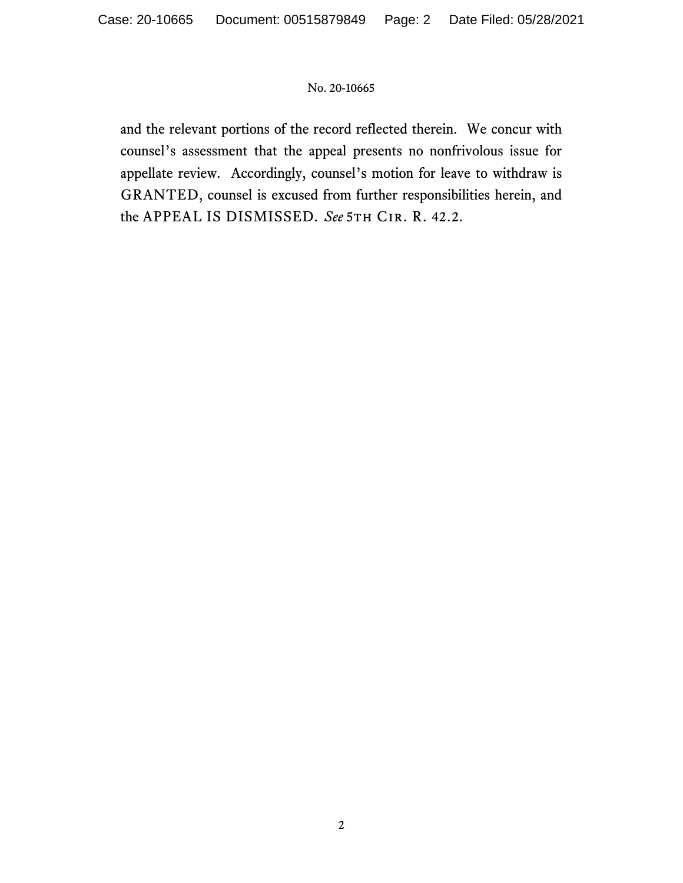and the relevant portions of the record reflected therein. We concur with counsel's assessment that the appeal presents no nonfrivolous issue for appellate review. Accordingly, counsel's motion for leave to withdraw is GRANTED, counsel is excused from further responsibilities herein, and the APPEAL IS DISMISSED. *See* 5th Cir. R. 42.2.